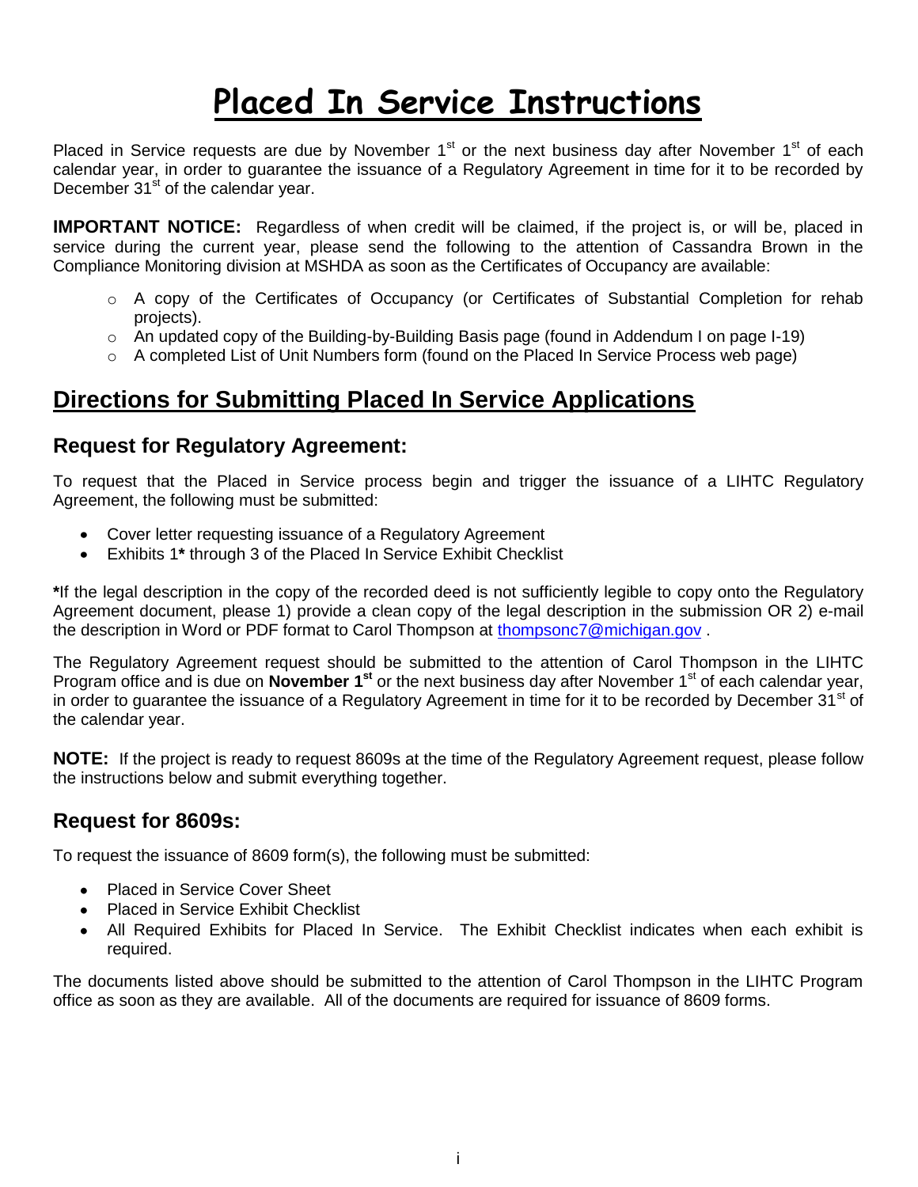# Placed In Service Instructions

Placed in Service requests are due by November 1st or the next business day after November 1st of each calendar year, in order to guarantee the issuance of a Regulatory Agreement in time for it to be recorded by December 31st of the calendar year.

**IMPORTANT NOTICE:** Regardless of when credit will be claimed, if the project is, or will be, placed in service during the current year, please send the following to the attention of Cassandra Brown in the Compliance Monitoring division at MSHDA as soon as the Certificates of Occupancy are available:

- A copy of the Certificates of Occupancy (or Certificates of Substantial Completion for rehab projects).
- An updated copy of the Building-by-Building Basis page (found in Addendum I on page I-19)
- A completed List of Unit Numbers form (found on the Placed In Service Process web page)

## Directions for Submitting Placed In Service Applications

### Request for Regulatory Agreement:

To request that the Placed in Service process begin and trigger the issuance of a LIHTC Regulatory Agreement, the following must be submitted:

- Cover letter requesting issuance of a Regulatory Agreement
- Exhibits 1**\*** through 3 of the Placed In Service Exhibit Checklist

**\***If the legal description in the copy of the recorded deed is not sufficiently legible to copy onto the Regulatory Agreement document, please 1) provide a clean copy of the legal description in the submission OR 2) e-mail the description in Word or PDF format to Carol Thompson at thompsonc7@michigan.gov .

The Regulatory Agreement request should be submitted to the attention of Carol Thompson in the LIHTC Program office and is due on **November 1st** or the next business day after November 1st of each calendar year, in order to guarantee the issuance of a Regulatory Agreement in time for it to be recorded by December 31st of the calendar year.

**NOTE:** If the project is ready to request 8609s at the time of the Regulatory Agreement request, please follow the instructions below and submit everything together.

### Request for 8609s:

To request the issuance of 8609 form(s), the following must be submitted:

- Placed in Service Cover Sheet
- Placed in Service Exhibit Checklist
- All Required Exhibits for Placed In Service. The Exhibit Checklist indicates when each exhibit is required.

The documents listed above should be submitted to the attention of Carol Thompson in the LIHTC Program office as soon as they are available. All of the documents are required for issuance of 8609 forms.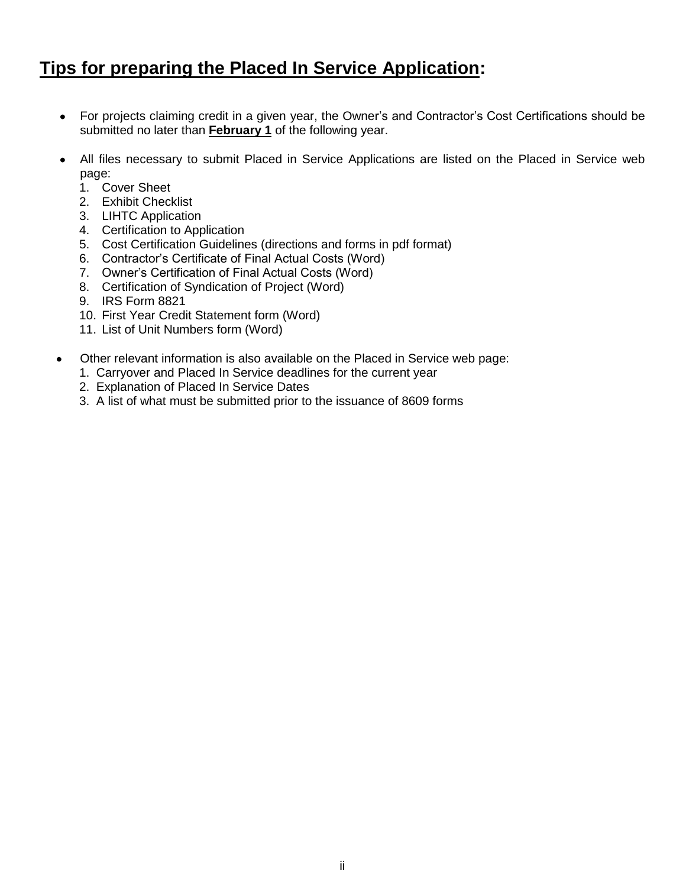# **Tips for preparing the Placed In Service Application:**

- For projects claiming credit in a given year, the Owner's and Contractor's Cost Certifications should be submitted no later than **February 1** of the following year.

- All files necessary to submit Placed in Service Applications are listed on the Placed in Service web page:
  1. Cover Sheet
  2. Exhibit Checklist
  3. LIHTC Application
  4. Certification to Application
  5. Cost Certification Guidelines (directions and forms in pdf format)
  6. Contractor's Certificate of Final Actual Costs (Word)
  7. Owner's Certification of Final Actual Costs (Word)
  8. Certification of Syndication of Project (Word)
  9. IRS Form 8821
  10. First Year Credit Statement form (Word)
  11. List of Unit Numbers form (Word)

- Other relevant information is also available on the Placed in Service web page:
  1. Carryover and Placed In Service deadlines for the current year
  2. Explanation of Placed In Service Dates
  3. A list of what must be submitted prior to the issuance of 8609 forms